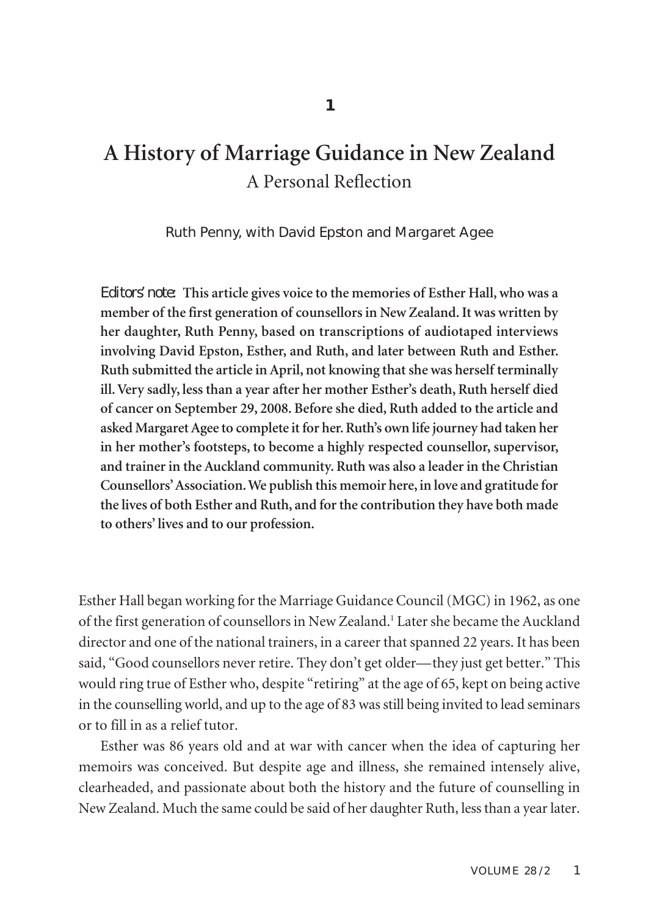**1**

# A History of Marriage Guidance in New Zealand

## A Personal Reflection

Ruth Penny, with David Epston and Margaret Agee

*Editors' note:* **This article gives voice to the memories of Esther Hall, who was a member of the first generation of counsellors in New Zealand. It was written by her daughter, Ruth Penny, based on transcriptions of audiotaped interviews involving David Epston, Esther, and Ruth, and later between Ruth and Esther. Ruth submitted the article in April, not knowing that she was herself terminally ill. Very sadly, less than a year after her mother Esther's death, Ruth herself died of cancer on September 29, 2008. Before she died, Ruth added to the article and asked Margaret Agee to complete it for her. Ruth's own life journey had taken her in her mother's footsteps, to become a highly respected counsellor, supervisor, and trainer in the Auckland community. Ruth was also a leader in the Christian Counsellors' Association. We publish this memoir here, in love and gratitude for the lives of both Esther and Ruth, and for the contribution they have both made to others' lives and to our profession.**

Esther Hall began working for the Marriage Guidance Council (MGC) in 1962, as one of the first generation of counsellors in New Zealand.[1] Later she became the Auckland director and one of the national trainers, in a career that spanned 22 years. It has been said, "Good counsellors never retire. They don't get older—they just get better." This would ring true of Esther who, despite "retiring" at the age of 65, kept on being active in the counselling world, and up to the age of 83 was still being invited to lead seminars or to fill in as a relief tutor.

Esther was 86 years old and at war with cancer when the idea of capturing her memoirs was conceived. But despite age and illness, she remained intensely alive, clearheaded, and passionate about both the history and the future of counselling in New Zealand. Much the same could be said of her daughter Ruth, less than a year later.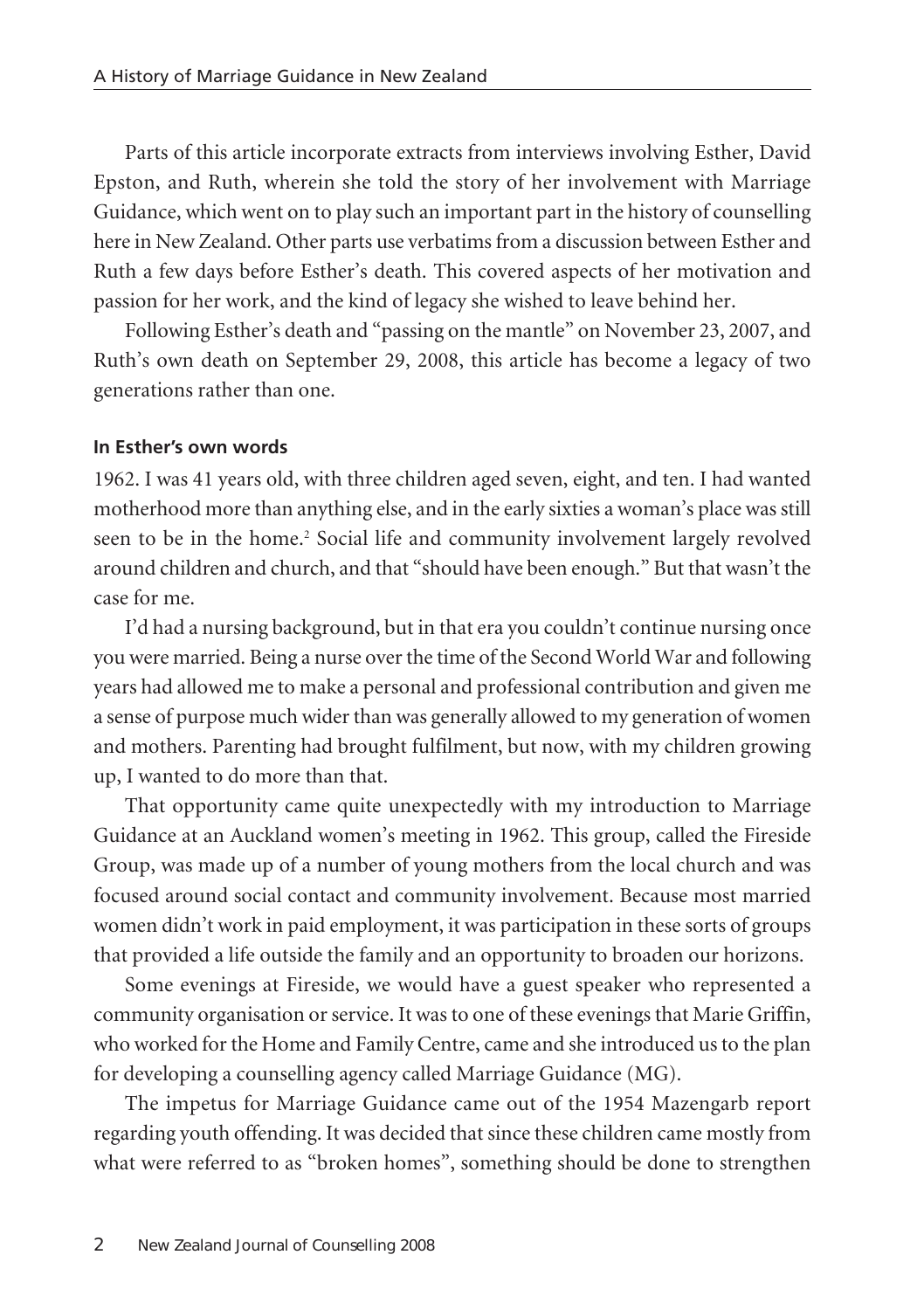Parts of this article incorporate extracts from interviews involving Esther, David Epston, and Ruth, wherein she told the story of her involvement with Marriage Guidance, which went on to play such an important part in the history of counselling here in New Zealand. Other parts use verbatims from a discussion between Esther and Ruth a few days before Esther's death. This covered aspects of her motivation and passion for her work, and the kind of legacy she wished to leave behind her.

Following Esther's death and "passing on the mantle" on November 23, 2007, and Ruth's own death on September 29, 2008, this article has become a legacy of two generations rather than one.

#### In Esther's own words

1962. I was 41 years old, with three children aged seven, eight, and ten. I had wanted motherhood more than anything else, and in the early sixties a woman's place was still seen to be in the home.[2] Social life and community involvement largely revolved around children and church, and that "should have been enough." But that wasn't the case for me.

I'd had a nursing background, but in that era you couldn't continue nursing once you were married. Being a nurse over the time of the Second World War and following years had allowed me to make a personal and professional contribution and given me a sense of purpose much wider than was generally allowed to my generation of women and mothers. Parenting had brought fulfilment, but now, with my children growing up, I wanted to do more than that.

That opportunity came quite unexpectedly with my introduction to Marriage Guidance at an Auckland women's meeting in 1962. This group, called the Fireside Group, was made up of a number of young mothers from the local church and was focused around social contact and community involvement. Because most married women didn't work in paid employment, it was participation in these sorts of groups that provided a life outside the family and an opportunity to broaden our horizons.

Some evenings at Fireside, we would have a guest speaker who represented a community organisation or service. It was to one of these evenings that Marie Griffin, who worked for the Home and Family Centre, came and she introduced us to the plan for developing a counselling agency called Marriage Guidance (MG).

The impetus for Marriage Guidance came out of the 1954 Mazengarb report regarding youth offending. It was decided that since these children came mostly from what were referred to as "broken homes", something should be done to strengthen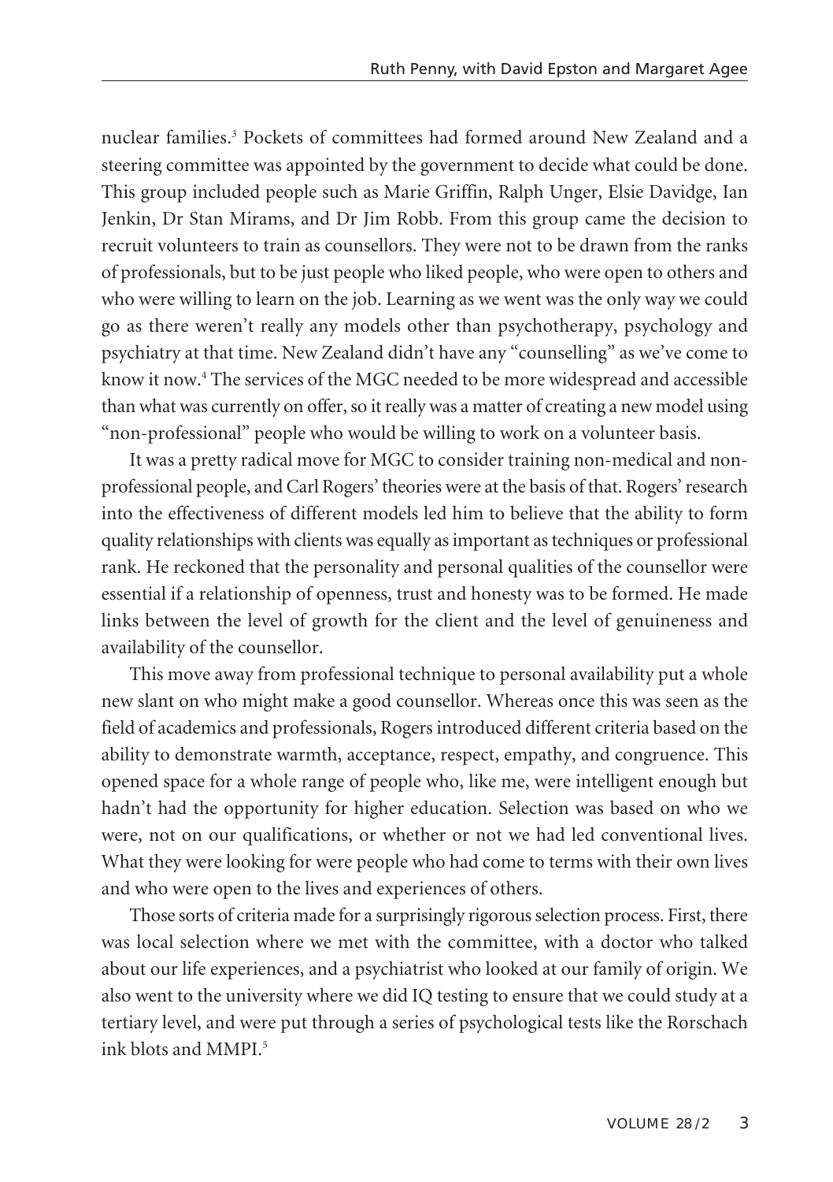nuclear families.[3] Pockets of committees had formed around New Zealand and a steering committee was appointed by the government to decide what could be done. This group included people such as Marie Griffin, Ralph Unger, Elsie Davidge, Ian Jenkin, Dr Stan Mirams, and Dr Jim Robb. From this group came the decision to recruit volunteers to train as counsellors. They were not to be drawn from the ranks of professionals, but to be just people who liked people, who were open to others and who were willing to learn on the job. Learning as we went was the only way we could go as there weren't really any models other than psychotherapy, psychology and psychiatry at that time. New Zealand didn't have any "counselling" as we've come to know it now.[4] The services of the MGC needed to be more widespread and accessible than what was currently on offer, so it really was a matter of creating a new model using "non-professional" people who would be willing to work on a volunteer basis.

It was a pretty radical move for MGC to consider training non-medical and non-professional people, and Carl Rogers' theories were at the basis of that. Rogers' research into the effectiveness of different models led him to believe that the ability to form quality relationships with clients was equally as important as techniques or professional rank. He reckoned that the personality and personal qualities of the counsellor were essential if a relationship of openness, trust and honesty was to be formed. He made links between the level of growth for the client and the level of genuineness and availability of the counsellor.

This move away from professional technique to personal availability put a whole new slant on who might make a good counsellor. Whereas once this was seen as the field of academics and professionals, Rogers introduced different criteria based on the ability to demonstrate warmth, acceptance, respect, empathy, and congruence. This opened space for a whole range of people who, like me, were intelligent enough but hadn't had the opportunity for higher education. Selection was based on who we were, not on our qualifications, or whether or not we had led conventional lives. What they were looking for were people who had come to terms with their own lives and who were open to the lives and experiences of others.

Those sorts of criteria made for a surprisingly rigorous selection process. First, there was local selection where we met with the committee, with a doctor who talked about our life experiences, and a psychiatrist who looked at our family of origin. We also went to the university where we did IQ testing to ensure that we could study at a tertiary level, and were put through a series of psychological tests like the Rorschach ink blots and MMPI.[5]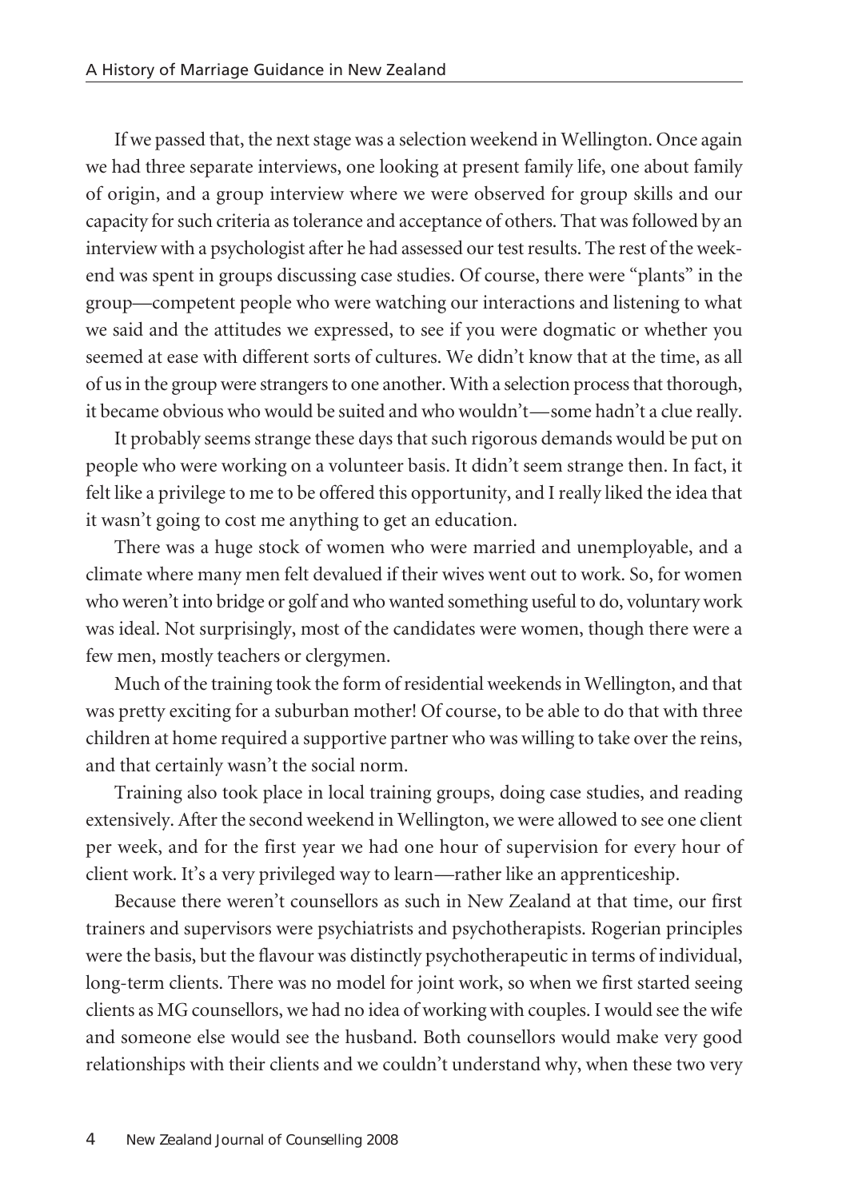If we passed that, the next stage was a selection weekend in Wellington. Once again we had three separate interviews, one looking at present family life, one about family of origin, and a group interview where we were observed for group skills and our capacity for such criteria as tolerance and acceptance of others. That was followed by an interview with a psychologist after he had assessed our test results. The rest of the weekend was spent in groups discussing case studies. Of course, there were "plants" in the group—competent people who were watching our interactions and listening to what we said and the attitudes we expressed, to see if you were dogmatic or whether you seemed at ease with different sorts of cultures. We didn't know that at the time, as all of us in the group were strangers to one another. With a selection process that thorough, it became obvious who would be suited and who wouldn't—some hadn't a clue really.

It probably seems strange these days that such rigorous demands would be put on people who were working on a volunteer basis. It didn't seem strange then. In fact, it felt like a privilege to me to be offered this opportunity, and I really liked the idea that it wasn't going to cost me anything to get an education.

There was a huge stock of women who were married and unemployable, and a climate where many men felt devalued if their wives went out to work. So, for women who weren't into bridge or golf and who wanted something useful to do, voluntary work was ideal. Not surprisingly, most of the candidates were women, though there were a few men, mostly teachers or clergymen.

Much of the training took the form of residential weekends in Wellington, and that was pretty exciting for a suburban mother! Of course, to be able to do that with three children at home required a supportive partner who was willing to take over the reins, and that certainly wasn't the social norm.

Training also took place in local training groups, doing case studies, and reading extensively. After the second weekend in Wellington, we were allowed to see one client per week, and for the first year we had one hour of supervision for every hour of client work. It's a very privileged way to learn—rather like an apprenticeship.

Because there weren't counsellors as such in New Zealand at that time, our first trainers and supervisors were psychiatrists and psychotherapists. Rogerian principles were the basis, but the flavour was distinctly psychotherapeutic in terms of individual, long-term clients. There was no model for joint work, so when we first started seeing clients as MG counsellors, we had no idea of working with couples. I would see the wife and someone else would see the husband. Both counsellors would make very good relationships with their clients and we couldn't understand why, when these two very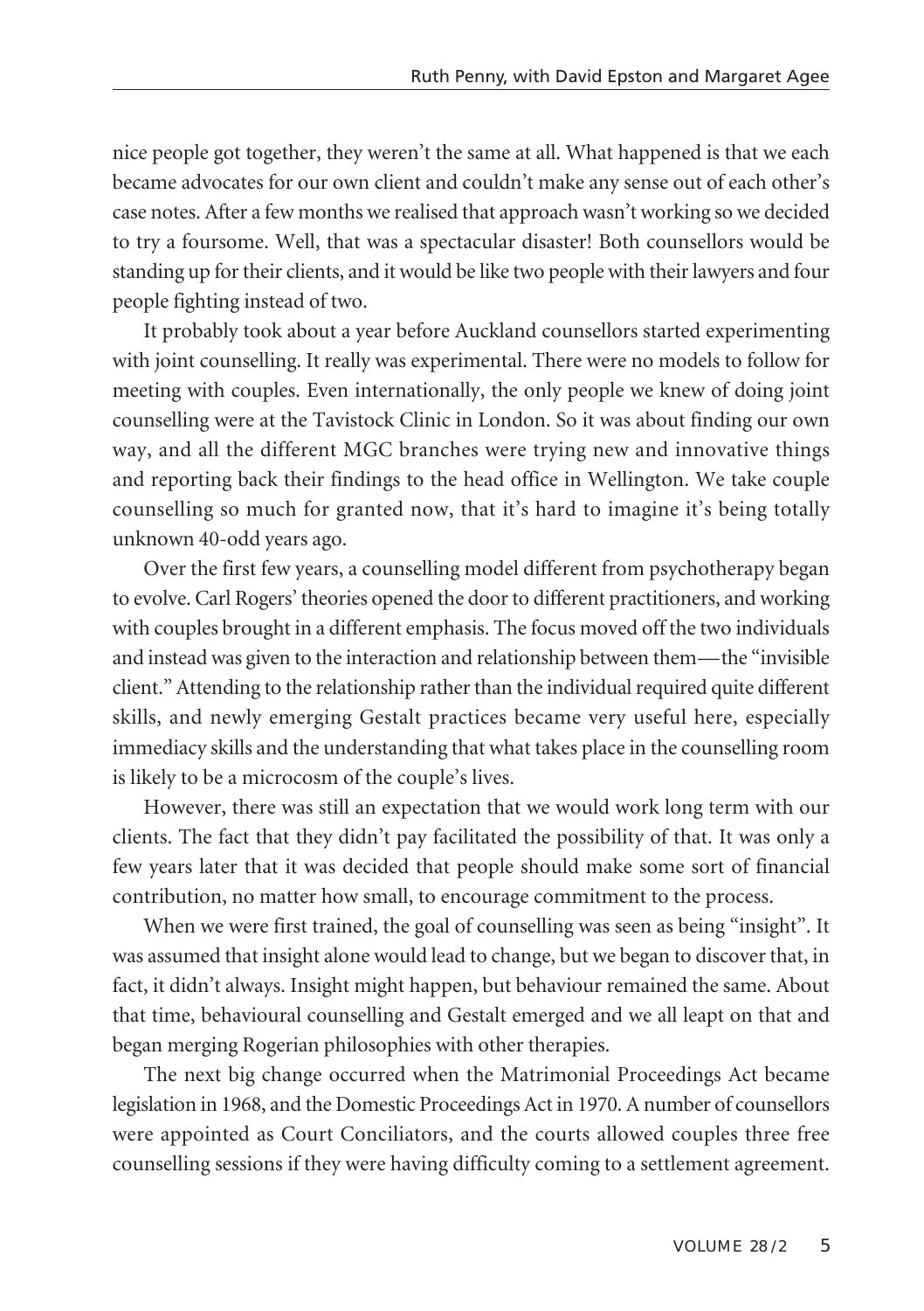nice people got together, they weren't the same at all. What happened is that we each became advocates for our own client and couldn't make any sense out of each other's case notes. After a few months we realised that approach wasn't working so we decided to try a foursome. Well, that was a spectacular disaster! Both counsellors would be standing up for their clients, and it would be like two people with their lawyers and four people fighting instead of two.

It probably took about a year before Auckland counsellors started experimenting with joint counselling. It really was experimental. There were no models to follow for meeting with couples. Even internationally, the only people we knew of doing joint counselling were at the Tavistock Clinic in London. So it was about finding our own way, and all the different MGC branches were trying new and innovative things and reporting back their findings to the head office in Wellington. We take couple counselling so much for granted now, that it's hard to imagine it's being totally unknown 40-odd years ago.

Over the first few years, a counselling model different from psychotherapy began to evolve. Carl Rogers' theories opened the door to different practitioners, and working with couples brought in a different emphasis. The focus moved off the two individuals and instead was given to the interaction and relationship between them—the "invisible client." Attending to the relationship rather than the individual required quite different skills, and newly emerging Gestalt practices became very useful here, especially immediacy skills and the understanding that what takes place in the counselling room is likely to be a microcosm of the couple's lives.

However, there was still an expectation that we would work long term with our clients. The fact that they didn't pay facilitated the possibility of that. It was only a few years later that it was decided that people should make some sort of financial contribution, no matter how small, to encourage commitment to the process.

When we were first trained, the goal of counselling was seen as being "insight". It was assumed that insight alone would lead to change, but we began to discover that, in fact, it didn't always. Insight might happen, but behaviour remained the same. About that time, behavioural counselling and Gestalt emerged and we all leapt on that and began merging Rogerian philosophies with other therapies.

The next big change occurred when the Matrimonial Proceedings Act became legislation in 1968, and the Domestic Proceedings Act in 1970. A number of counsellors were appointed as Court Conciliators, and the courts allowed couples three free counselling sessions if they were having difficulty coming to a settlement agreement.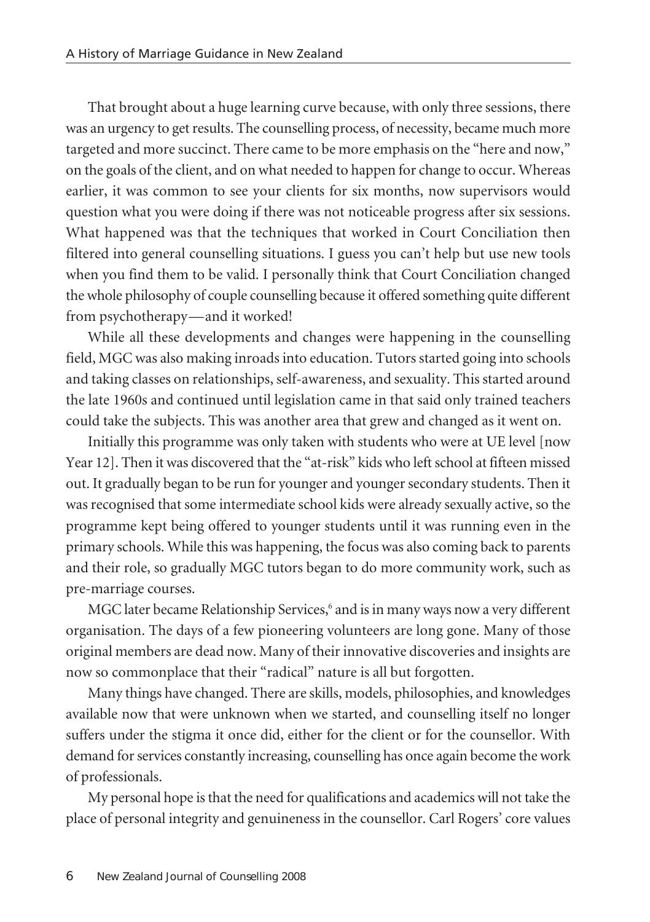That brought about a huge learning curve because, with only three sessions, there was an urgency to get results. The counselling process, of necessity, became much more targeted and more succinct. There came to be more emphasis on the "here and now," on the goals of the client, and on what needed to happen for change to occur. Whereas earlier, it was common to see your clients for six months, now supervisors would question what you were doing if there was not noticeable progress after six sessions. What happened was that the techniques that worked in Court Conciliation then filtered into general counselling situations. I guess you can't help but use new tools when you find them to be valid. I personally think that Court Conciliation changed the whole philosophy of couple counselling because it offered something quite different from psychotherapy—and it worked!

While all these developments and changes were happening in the counselling field, MGC was also making inroads into education. Tutors started going into schools and taking classes on relationships, self-awareness, and sexuality. This started around the late 1960s and continued until legislation came in that said only trained teachers could take the subjects. This was another area that grew and changed as it went on.

Initially this programme was only taken with students who were at UE level [now Year 12]. Then it was discovered that the "at-risk" kids who left school at fifteen missed out. It gradually began to be run for younger and younger secondary students. Then it was recognised that some intermediate school kids were already sexually active, so the programme kept being offered to younger students until it was running even in the primary schools. While this was happening, the focus was also coming back to parents and their role, so gradually MGC tutors began to do more community work, such as pre-marriage courses.

MGC later became Relationship Services,[6] and is in many ways now a very different organisation. The days of a few pioneering volunteers are long gone. Many of those original members are dead now. Many of their innovative discoveries and insights are now so commonplace that their "radical" nature is all but forgotten.

Many things have changed. There are skills, models, philosophies, and knowledges available now that were unknown when we started, and counselling itself no longer suffers under the stigma it once did, either for the client or for the counsellor. With demand for services constantly increasing, counselling has once again become the work of professionals.

My personal hope is that the need for qualifications and academics will not take the place of personal integrity and genuineness in the counsellor. Carl Rogers' core values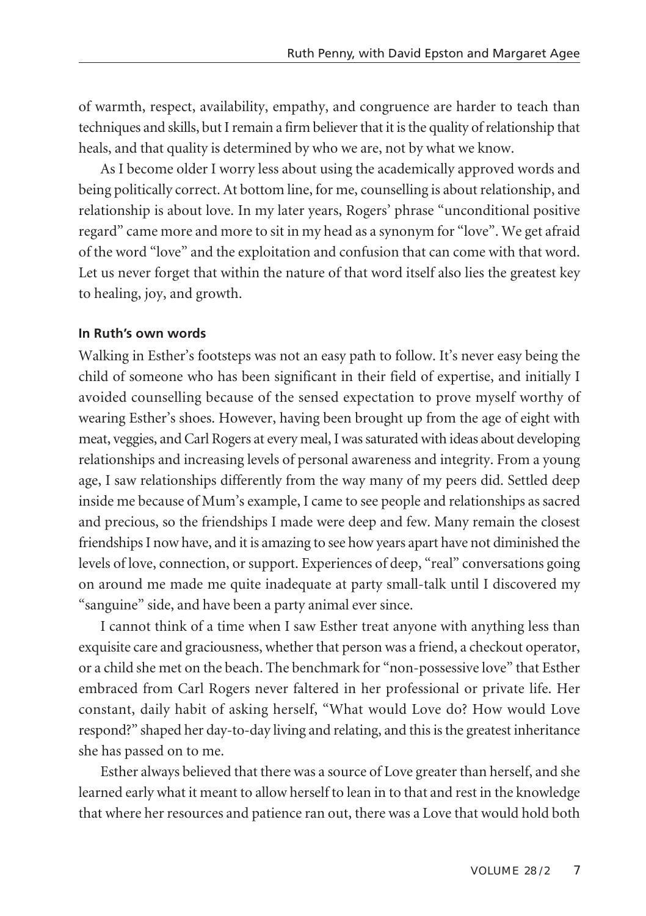of warmth, respect, availability, empathy, and congruence are harder to teach than techniques and skills, but I remain a firm believer that it is the quality of relationship that heals, and that quality is determined by who we are, not by what we know.

As I become older I worry less about using the academically approved words and being politically correct. At bottom line, for me, counselling is about relationship, and relationship is about love. In my later years, Rogers' phrase "unconditional positive regard" came more and more to sit in my head as a synonym for "love". We get afraid of the word "love" and the exploitation and confusion that can come with that word. Let us never forget that within the nature of that word itself also lies the greatest key to healing, joy, and growth.

#### In Ruth's own words

Walking in Esther's footsteps was not an easy path to follow. It's never easy being the child of someone who has been significant in their field of expertise, and initially I avoided counselling because of the sensed expectation to prove myself worthy of wearing Esther's shoes. However, having been brought up from the age of eight with meat, veggies, and Carl Rogers at every meal, I was saturated with ideas about developing relationships and increasing levels of personal awareness and integrity. From a young age, I saw relationships differently from the way many of my peers did. Settled deep inside me because of Mum's example, I came to see people and relationships as sacred and precious, so the friendships I made were deep and few. Many remain the closest friendships I now have, and it is amazing to see how years apart have not diminished the levels of love, connection, or support. Experiences of deep, "real" conversations going on around me made me quite inadequate at party small-talk until I discovered my "sanguine" side, and have been a party animal ever since.

I cannot think of a time when I saw Esther treat anyone with anything less than exquisite care and graciousness, whether that person was a friend, a checkout operator, or a child she met on the beach. The benchmark for "non-possessive love" that Esther embraced from Carl Rogers never faltered in her professional or private life. Her constant, daily habit of asking herself, "What would Love do? How would Love respond?" shaped her day-to-day living and relating, and this is the greatest inheritance she has passed on to me.

Esther always believed that there was a source of Love greater than herself, and she learned early what it meant to allow herself to lean in to that and rest in the knowledge that where her resources and patience ran out, there was a Love that would hold both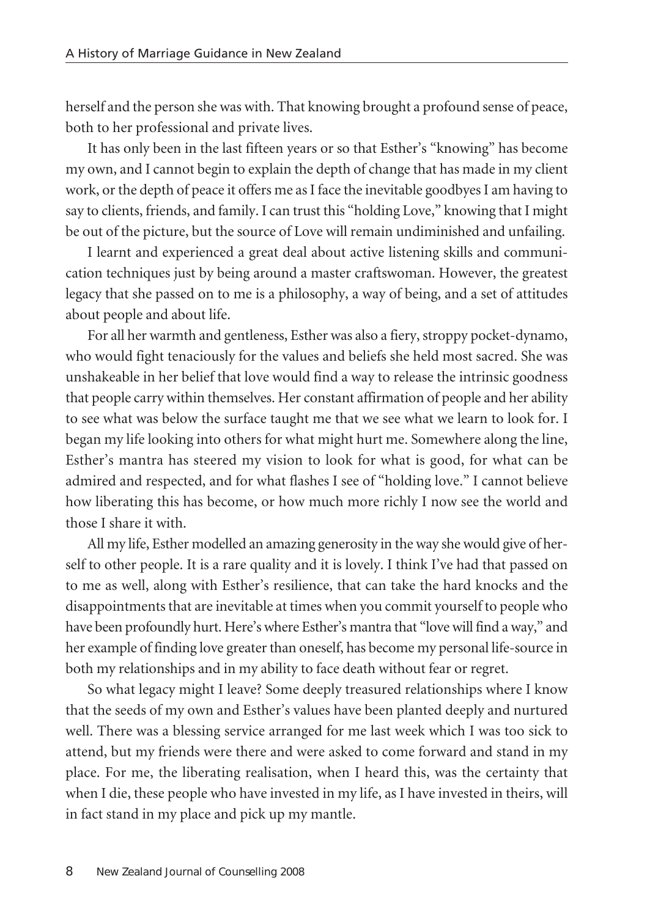herself and the person she was with. That knowing brought a profound sense of peace, both to her professional and private lives.

It has only been in the last fifteen years or so that Esther's "knowing" has become my own, and I cannot begin to explain the depth of change that has made in my client work, or the depth of peace it offers me as I face the inevitable goodbyes I am having to say to clients, friends, and family. I can trust this "holding Love," knowing that I might be out of the picture, but the source of Love will remain undiminished and unfailing.

I learnt and experienced a great deal about active listening skills and communication techniques just by being around a master craftswoman. However, the greatest legacy that she passed on to me is a philosophy, a way of being, and a set of attitudes about people and about life.

For all her warmth and gentleness, Esther was also a fiery, stroppy pocket-dynamo, who would fight tenaciously for the values and beliefs she held most sacred. She was unshakeable in her belief that love would find a way to release the intrinsic goodness that people carry within themselves. Her constant affirmation of people and her ability to see what was below the surface taught me that we see what we learn to look for. I began my life looking into others for what might hurt me. Somewhere along the line, Esther's mantra has steered my vision to look for what is good, for what can be admired and respected, and for what flashes I see of "holding love." I cannot believe how liberating this has become, or how much more richly I now see the world and those I share it with.

All my life, Esther modelled an amazing generosity in the way she would give of herself to other people. It is a rare quality and it is lovely. I think I've had that passed on to me as well, along with Esther's resilience, that can take the hard knocks and the disappointments that are inevitable at times when you commit yourself to people who have been profoundly hurt. Here's where Esther's mantra that "love will find a way," and her example of finding love greater than oneself, has become my personal life-source in both my relationships and in my ability to face death without fear or regret.

So what legacy might I leave? Some deeply treasured relationships where I know that the seeds of my own and Esther's values have been planted deeply and nurtured well. There was a blessing service arranged for me last week which I was too sick to attend, but my friends were there and were asked to come forward and stand in my place. For me, the liberating realisation, when I heard this, was the certainty that when I die, these people who have invested in my life, as I have invested in theirs, will in fact stand in my place and pick up my mantle.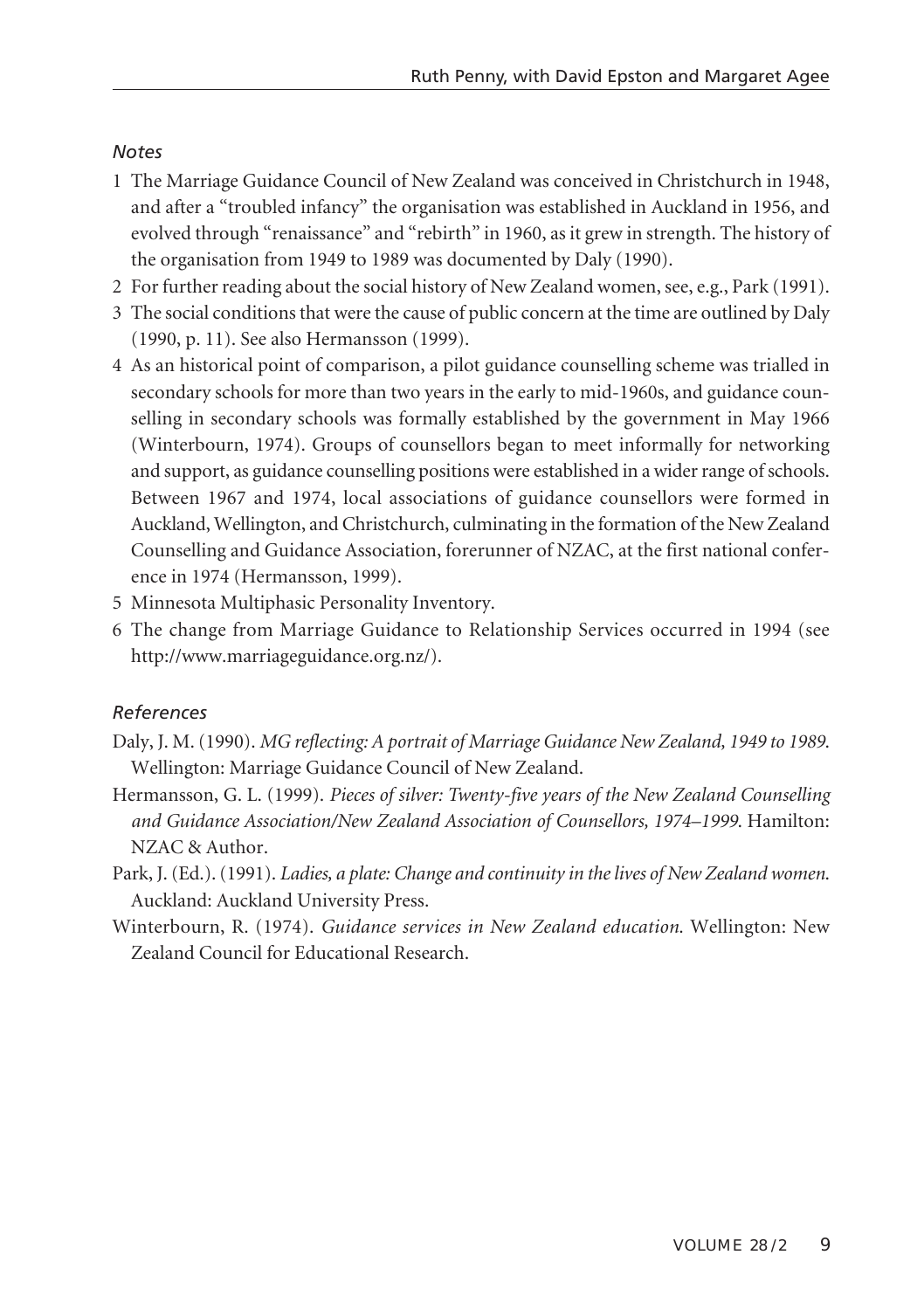### *Notes*

1. The Marriage Guidance Council of New Zealand was conceived in Christchurch in 1948, and after a "troubled infancy" the organisation was established in Auckland in 1956, and evolved through "renaissance" and "rebirth" in 1960, as it grew in strength. The history of the organisation from 1949 to 1989 was documented by Daly (1990).
2. For further reading about the social history of New Zealand women, see, e.g., Park (1991).
3. The social conditions that were the cause of public concern at the time are outlined by Daly (1990, p. 11). See also Hermansson (1999).
4. As an historical point of comparison, a pilot guidance counselling scheme was trialled in secondary schools for more than two years in the early to mid-1960s, and guidance counselling in secondary schools was formally established by the government in May 1966 (Winterbourn, 1974). Groups of counsellors began to meet informally for networking and support, as guidance counselling positions were established in a wider range of schools. Between 1967 and 1974, local associations of guidance counsellors were formed in Auckland, Wellington, and Christchurch, culminating in the formation of the New Zealand Counselling and Guidance Association, forerunner of NZAC, at the first national conference in 1974 (Hermansson, 1999).
5. Minnesota Multiphasic Personality Inventory.
6. The change from Marriage Guidance to Relationship Services occurred in 1994 (see http://www.marriageguidance.org.nz/).

### *References*

Daly, J. M. (1990). *MG reflecting: A portrait of Marriage Guidance New Zealand, 1949 to 1989.* Wellington: Marriage Guidance Council of New Zealand.

Hermansson, G. L. (1999). *Pieces of silver: Twenty-five years of the New Zealand Counselling and Guidance Association/New Zealand Association of Counsellors, 1974–1999.* Hamilton: NZAC & Author.

Park, J. (Ed.). (1991). *Ladies, a plate: Change and continuity in the lives of New Zealand women.* Auckland: Auckland University Press.

Winterbourn, R. (1974). *Guidance services in New Zealand education.* Wellington: New Zealand Council for Educational Research.